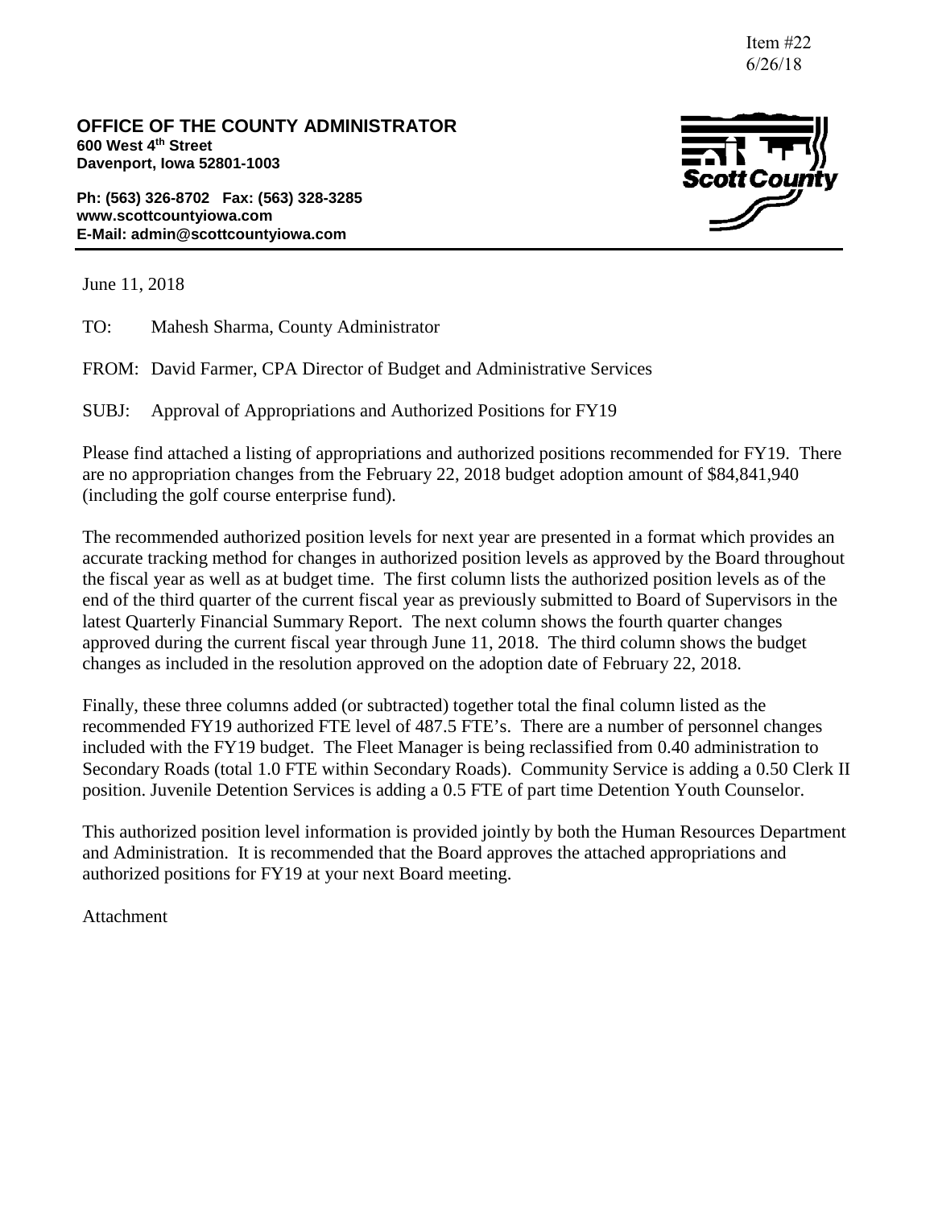Item #22
6/26/18

**OFFICE OF THE COUNTY ADMINISTRATOR**
**600 West 4th Street**
**Davenport, Iowa 52801-1003**

**Ph: (563) 326-8702 Fax: (563) 328-3285**
**www.scottcountyiowa.com**
**E-Mail: admin@scottcountyiowa.com**

June 11, 2018

TO: Mahesh Sharma, County Administrator

FROM: David Farmer, CPA Director of Budget and Administrative Services

SUBJ: Approval of Appropriations and Authorized Positions for FY19

Please find attached a listing of appropriations and authorized positions recommended for FY19. There are no appropriation changes from the February 22, 2018 budget adoption amount of $84,841,940 (including the golf course enterprise fund).

The recommended authorized position levels for next year are presented in a format which provides an accurate tracking method for changes in authorized position levels as approved by the Board throughout the fiscal year as well as at budget time. The first column lists the authorized position levels as of the end of the third quarter of the current fiscal year as previously submitted to Board of Supervisors in the latest Quarterly Financial Summary Report. The next column shows the fourth quarter changes approved during the current fiscal year through June 11, 2018. The third column shows the budget changes as included in the resolution approved on the adoption date of February 22, 2018.

Finally, these three columns added (or subtracted) together total the final column listed as the recommended FY19 authorized FTE level of 487.5 FTE's. There are a number of personnel changes included with the FY19 budget. The Fleet Manager is being reclassified from 0.40 administration to Secondary Roads (total 1.0 FTE within Secondary Roads). Community Service is adding a 0.50 Clerk II position. Juvenile Detention Services is adding a 0.5 FTE of part time Detention Youth Counselor.

This authorized position level information is provided jointly by both the Human Resources Department and Administration. It is recommended that the Board approves the attached appropriations and authorized positions for FY19 at your next Board meeting.

Attachment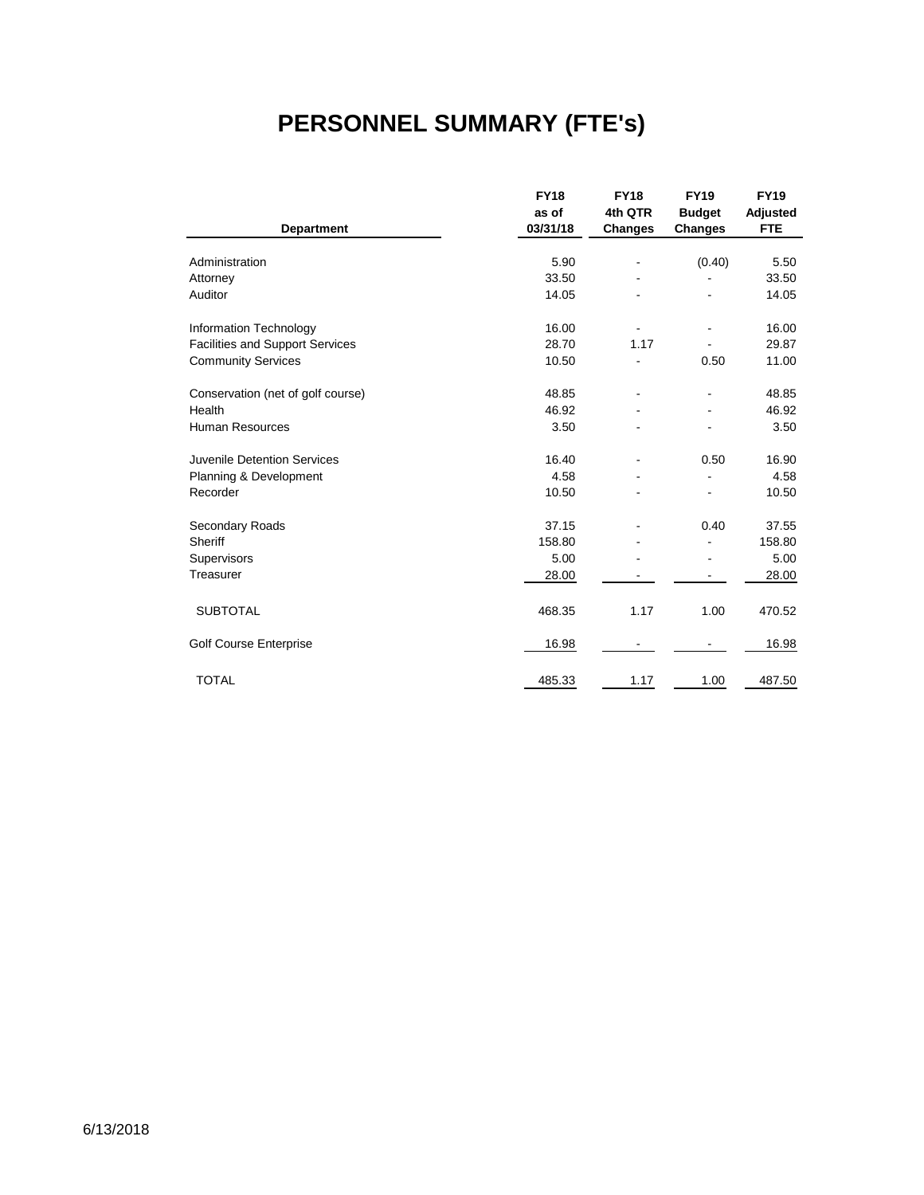# PERSONNEL SUMMARY (FTE's)

| Department | FY18 as of 03/31/18 | FY18 4th QTR Changes | FY19 Budget Changes | FY19 Adjusted FTE |
|---|---|---|---|---|
| Administration | 5.90 | - | (0.40) | 5.50 |
| Attorney | 33.50 | - | - | 33.50 |
| Auditor | 14.05 | - | - | 14.05 |
| Information Technology | 16.00 | - | - | 16.00 |
| Facilities and Support Services | 28.70 | 1.17 | - | 29.87 |
| Community Services | 10.50 | - | 0.50 | 11.00 |
| Conservation (net of golf course) | 48.85 | - | - | 48.85 |
| Health | 46.92 | - | - | 46.92 |
| Human Resources | 3.50 | - | - | 3.50 |
| Juvenile Detention Services | 16.40 | - | 0.50 | 16.90 |
| Planning & Development | 4.58 | - | - | 4.58 |
| Recorder | 10.50 | - | - | 10.50 |
| Secondary Roads | 37.15 | - | 0.40 | 37.55 |
| Sheriff | 158.80 | - | - | 158.80 |
| Supervisors | 5.00 | - | - | 5.00 |
| Treasurer | 28.00 | - | - | 28.00 |
| SUBTOTAL | 468.35 | 1.17 | 1.00 | 470.52 |
| Golf Course Enterprise | 16.98 | - | - | 16.98 |
| TOTAL | 485.33 | 1.17 | 1.00 | 487.50 |

6/13/2018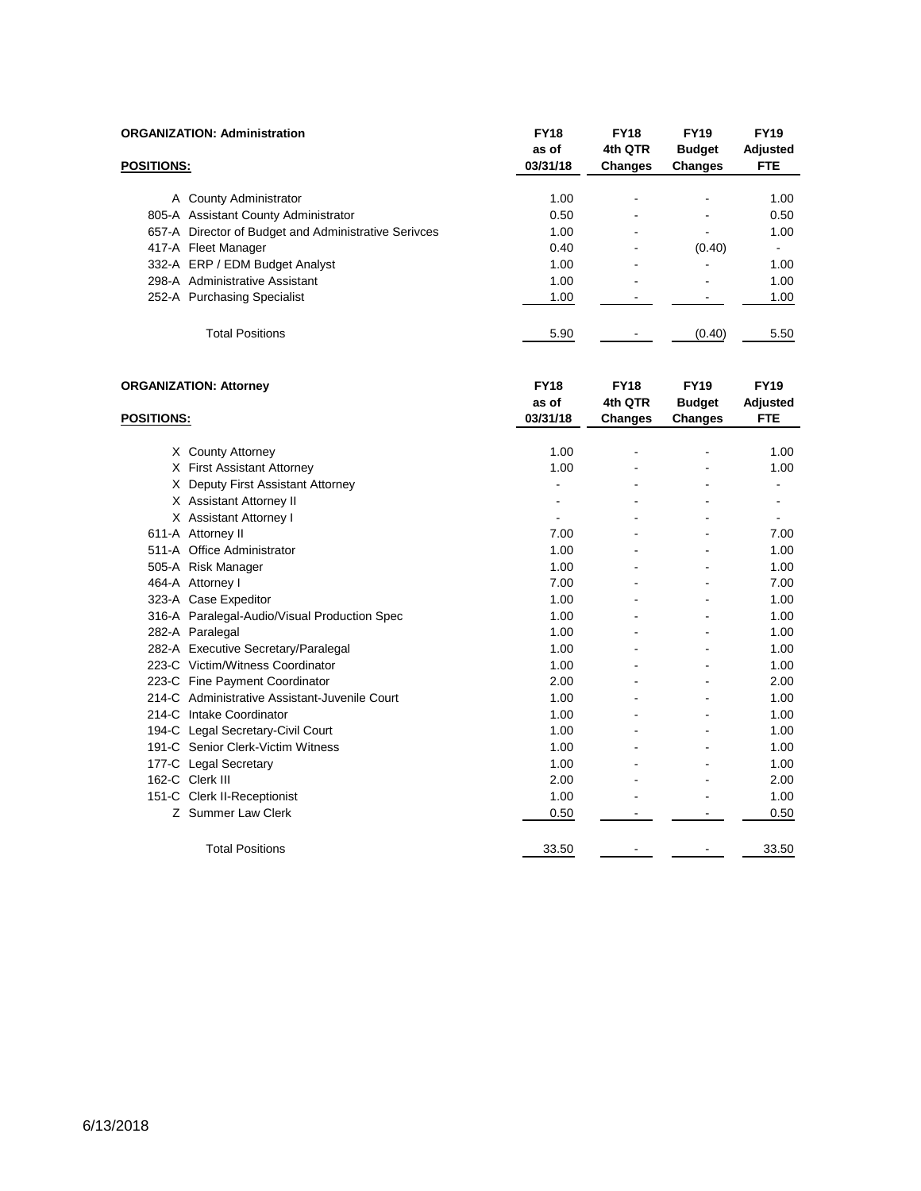**ORGANIZATION: Administration**

| POSITIONS: | FY18 as of 03/31/18 | FY18 4th QTR Changes | FY19 Budget Changes | FY19 Adjusted FTE |
|---|---|---|---|---|
| A County Administrator | 1.00 | - | - | 1.00 |
| 805-A Assistant County Administrator | 0.50 | - | - | 0.50 |
| 657-A Director of Budget and Administrative Serivces | 1.00 | - | - | 1.00 |
| 417-A Fleet Manager | 0.40 | - | (0.40) | - |
| 332-A ERP / EDM Budget Analyst | 1.00 | - | - | 1.00 |
| 298-A Administrative Assistant | 1.00 | - | - | 1.00 |
| 252-A Purchasing Specialist | 1.00 | - | - | 1.00 |
| Total Positions | 5.90 | - | (0.40) | 5.50 |

**ORGANIZATION: Attorney**

| POSITIONS: | FY18 as of 03/31/18 | FY18 4th QTR Changes | FY19 Budget Changes | FY19 Adjusted FTE |
|---|---|---|---|---|
| X County Attorney | 1.00 | - | - | 1.00 |
| X First Assistant Attorney | 1.00 | - | - | 1.00 |
| X Deputy First Assistant Attorney | - | - | - | - |
| X Assistant Attorney II | - | - | - | - |
| X Assistant Attorney I | - | - | - | - |
| 611-A Attorney II | 7.00 | - | - | 7.00 |
| 511-A Office Administrator | 1.00 | - | - | 1.00 |
| 505-A Risk Manager | 1.00 | - | - | 1.00 |
| 464-A Attorney I | 7.00 | - | - | 7.00 |
| 323-A Case Expeditor | 1.00 | - | - | 1.00 |
| 316-A Paralegal-Audio/Visual Production Spec | 1.00 | - | - | 1.00 |
| 282-A Paralegal | 1.00 | - | - | 1.00 |
| 282-A Executive Secretary/Paralegal | 1.00 | - | - | 1.00 |
| 223-C Victim/Witness Coordinator | 1.00 | - | - | 1.00 |
| 223-C Fine Payment Coordinator | 2.00 | - | - | 2.00 |
| 214-C Administrative Assistant-Juvenile Court | 1.00 | - | - | 1.00 |
| 214-C Intake Coordinator | 1.00 | - | - | 1.00 |
| 194-C Legal Secretary-Civil Court | 1.00 | - | - | 1.00 |
| 191-C Senior Clerk-Victim Witness | 1.00 | - | - | 1.00 |
| 177-C Legal Secretary | 1.00 | - | - | 1.00 |
| 162-C Clerk III | 2.00 | - | - | 2.00 |
| 151-C Clerk II-Receptionist | 1.00 | - | - | 1.00 |
| Z Summer Law Clerk | 0.50 | - | - | 0.50 |
| Total Positions | 33.50 | - | - | 33.50 |

6/13/2018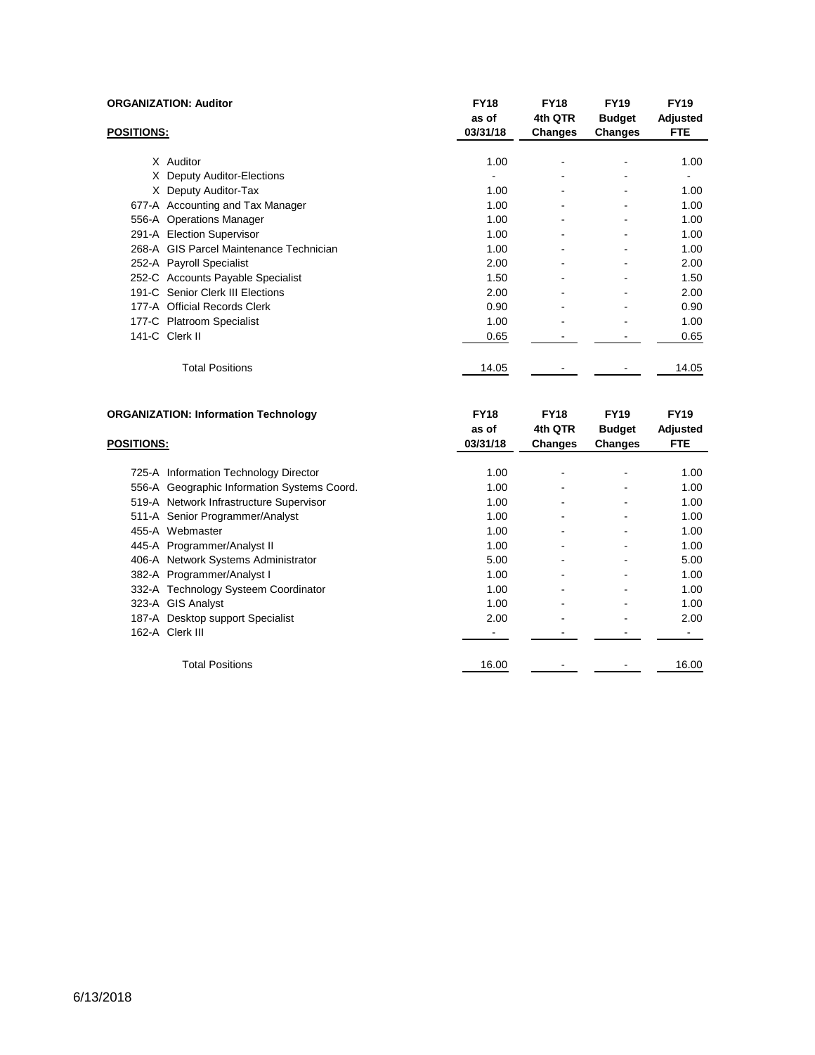**ORGANIZATION: Auditor**

| POSITIONS: | | FY18 as of 03/31/18 | FY18 4th QTR Changes | FY19 Budget Changes | FY19 Adjusted FTE |
|---|---|---|---|---|---|
| X | Auditor | 1.00 | - | - | 1.00 |
| X | Deputy Auditor-Elections | - | - | - | - |
| X | Deputy Auditor-Tax | 1.00 | - | - | 1.00 |
| 677-A | Accounting and Tax Manager | 1.00 | - | - | 1.00 |
| 556-A | Operations Manager | 1.00 | - | - | 1.00 |
| 291-A | Election Supervisor | 1.00 | - | - | 1.00 |
| 268-A | GIS Parcel Maintenance Technician | 1.00 | - | - | 1.00 |
| 252-A | Payroll Specialist | 2.00 | - | - | 2.00 |
| 252-C | Accounts Payable Specialist | 1.50 | - | - | 1.50 |
| 191-C | Senior Clerk III Elections | 2.00 | - | - | 2.00 |
| 177-A | Official Records Clerk | 0.90 | - | - | 0.90 |
| 177-C | Platroom Specialist | 1.00 | - | - | 1.00 |
| 141-C | Clerk II | 0.65 | - | - | 0.65 |
| | Total Positions | 14.05 | - | - | 14.05 |

**ORGANIZATION: Information Technology**

| POSITIONS: | | FY18 as of 03/31/18 | FY18 4th QTR Changes | FY19 Budget Changes | FY19 Adjusted FTE |
|---|---|---|---|---|---|
| 725-A | Information Technology Director | 1.00 | - | - | 1.00 |
| 556-A | Geographic Information Systems Coord. | 1.00 | - | - | 1.00 |
| 519-A | Network Infrastructure Supervisor | 1.00 | - | - | 1.00 |
| 511-A | Senior Programmer/Analyst | 1.00 | - | - | 1.00 |
| 455-A | Webmaster | 1.00 | - | - | 1.00 |
| 445-A | Programmer/Analyst II | 1.00 | - | - | 1.00 |
| 406-A | Network Systems Administrator | 5.00 | - | - | 5.00 |
| 382-A | Programmer/Analyst I | 1.00 | - | - | 1.00 |
| 332-A | Technology Systeem Coordinator | 1.00 | - | - | 1.00 |
| 323-A | GIS Analyst | 1.00 | - | - | 1.00 |
| 187-A | Desktop support Specialist | 2.00 | - | - | 2.00 |
| 162-A | Clerk III | - | - | - | - |
| | Total Positions | 16.00 | - | - | 16.00 |

6/13/2018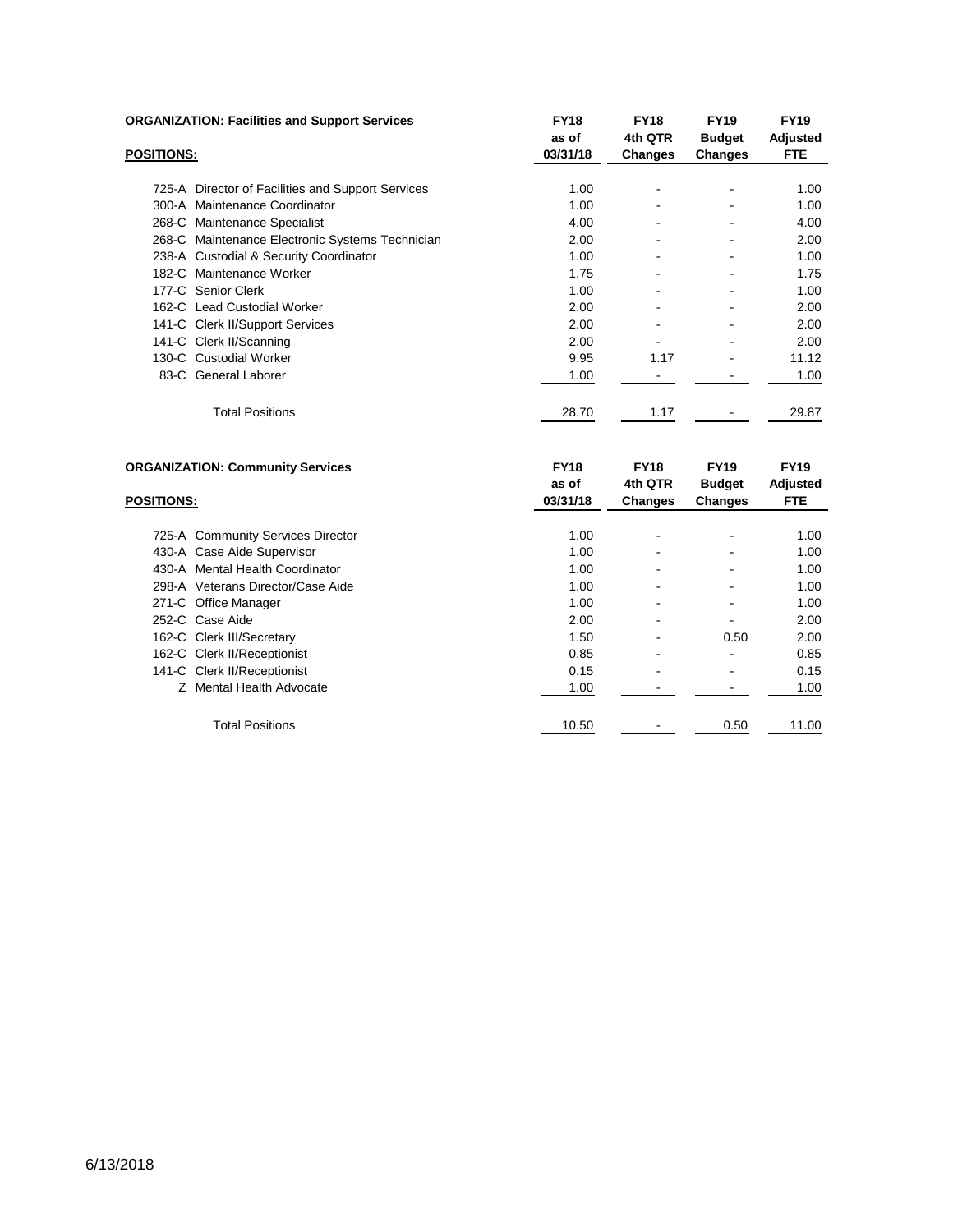| **ORGANIZATION: Facilities and Support Services** | **FY18 as of 03/31/18** | **FY18 4th QTR Changes** | **FY19 Budget Changes** | **FY19 Adjusted FTE** |
|---|---|---|---|---|
| **POSITIONS:** | | | | |
| 725-A Director of Facilities and Support Services | 1.00 | - | - | 1.00 |
| 300-A Maintenance Coordinator | 1.00 | - | - | 1.00 |
| 268-C Maintenance Specialist | 4.00 | - | - | 4.00 |
| 268-C Maintenance Electronic Systems Technician | 2.00 | - | - | 2.00 |
| 238-A Custodial & Security Coordinator | 1.00 | - | - | 1.00 |
| 182-C Maintenance Worker | 1.75 | - | - | 1.75 |
| 177-C Senior Clerk | 1.00 | - | - | 1.00 |
| 162-C Lead Custodial Worker | 2.00 | - | - | 2.00 |
| 141-C Clerk II/Support Services | 2.00 | - | - | 2.00 |
| 141-C Clerk II/Scanning | 2.00 | - | - | 2.00 |
| 130-C Custodial Worker | 9.95 | 1.17 | - | 11.12 |
| 83-C General Laborer | 1.00 | - | - | 1.00 |
| Total Positions | 28.70 | 1.17 | - | 29.87 |

| **ORGANIZATION: Community Services** | **FY18 as of 03/31/18** | **FY18 4th QTR Changes** | **FY19 Budget Changes** | **FY19 Adjusted FTE** |
|---|---|---|---|---|
| **POSITIONS:** | | | | |
| 725-A Community Services Director | 1.00 | - | - | 1.00 |
| 430-A Case Aide Supervisor | 1.00 | - | - | 1.00 |
| 430-A Mental Health Coordinator | 1.00 | - | - | 1.00 |
| 298-A Veterans Director/Case Aide | 1.00 | - | - | 1.00 |
| 271-C Office Manager | 1.00 | - | - | 1.00 |
| 252-C Case Aide | 2.00 | - | - | 2.00 |
| 162-C Clerk III/Secretary | 1.50 | - | 0.50 | 2.00 |
| 162-C Clerk II/Receptionist | 0.85 | - | - | 0.85 |
| 141-C Clerk II/Receptionist | 0.15 | - | - | 0.15 |
| Z Mental Health Advocate | 1.00 | - | - | 1.00 |
| Total Positions | 10.50 | - | 0.50 | 11.00 |

6/13/2018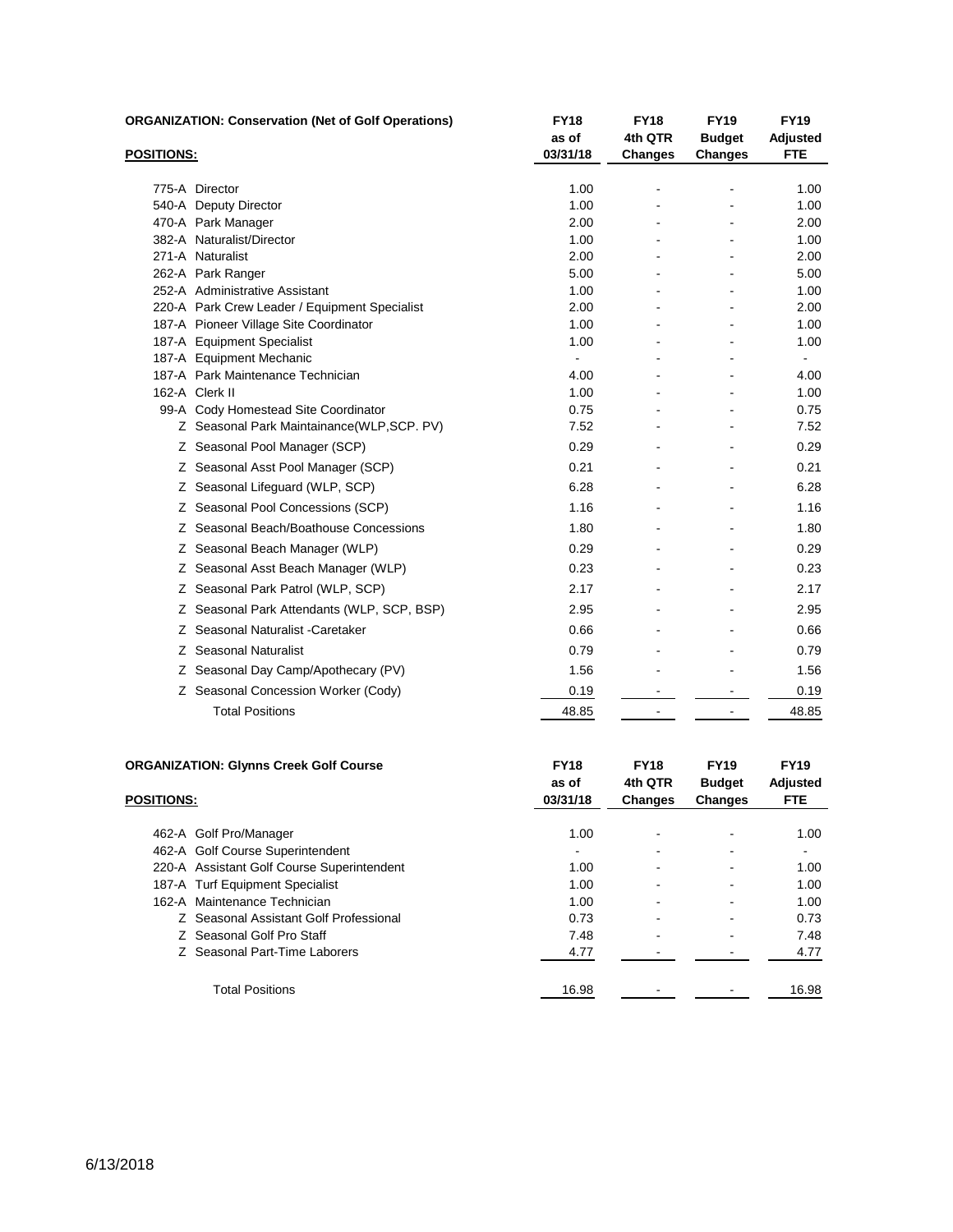**ORGANIZATION: Conservation (Net of Golf Operations)**

| POSITIONS: | FY18 as of 03/31/18 | FY18 4th QTR Changes | FY19 Budget Changes | FY19 Adjusted FTE |
|---|---|---|---|---|
| 775-A Director | 1.00 | - | - | 1.00 |
| 540-A Deputy Director | 1.00 | - | - | 1.00 |
| 470-A Park Manager | 2.00 | - | - | 2.00 |
| 382-A Naturalist/Director | 1.00 | - | - | 1.00 |
| 271-A Naturalist | 2.00 | - | - | 2.00 |
| 262-A Park Ranger | 5.00 | - | - | 5.00 |
| 252-A Administrative Assistant | 1.00 | - | - | 1.00 |
| 220-A Park Crew Leader / Equipment Specialist | 2.00 | - | - | 2.00 |
| 187-A Pioneer Village Site Coordinator | 1.00 | - | - | 1.00 |
| 187-A Equipment Specialist | 1.00 | - | - | 1.00 |
| 187-A Equipment Mechanic | - | - | - | - |
| 187-A Park Maintenance Technician | 4.00 | - | - | 4.00 |
| 162-A Clerk II | 1.00 | - | - | 1.00 |
| 99-A Cody Homestead Site Coordinator | 0.75 | - | - | 0.75 |
| Z Seasonal Park Maintainance(WLP,SCP. PV) | 7.52 | - | - | 7.52 |
| Z Seasonal Pool Manager (SCP) | 0.29 | - | - | 0.29 |
| Z Seasonal Asst Pool Manager (SCP) | 0.21 | - | - | 0.21 |
| Z Seasonal Lifeguard (WLP, SCP) | 6.28 | - | - | 6.28 |
| Z Seasonal Pool Concessions (SCP) | 1.16 | - | - | 1.16 |
| Z Seasonal Beach/Boathouse Concessions | 1.80 | - | - | 1.80 |
| Z Seasonal Beach Manager (WLP) | 0.29 | - | - | 0.29 |
| Z Seasonal Asst Beach Manager (WLP) | 0.23 | - | - | 0.23 |
| Z Seasonal Park Patrol (WLP, SCP) | 2.17 | - | - | 2.17 |
| Z Seasonal Park Attendants (WLP, SCP, BSP) | 2.95 | - | - | 2.95 |
| Z Seasonal Naturalist -Caretaker | 0.66 | - | - | 0.66 |
| Z Seasonal Naturalist | 0.79 | - | - | 0.79 |
| Z Seasonal Day Camp/Apothecary (PV) | 1.56 | - | - | 1.56 |
| Z Seasonal Concession Worker (Cody) | 0.19 | - | - | 0.19 |
| Total Positions | 48.85 | - | - | 48.85 |

**ORGANIZATION: Glynns Creek Golf Course**

| POSITIONS: | FY18 as of 03/31/18 | FY18 4th QTR Changes | FY19 Budget Changes | FY19 Adjusted FTE |
|---|---|---|---|---|
| 462-A Golf Pro/Manager | 1.00 | - | - | 1.00 |
| 462-A Golf Course Superintendent | - | - | - | - |
| 220-A Assistant Golf Course Superintendent | 1.00 | - | - | 1.00 |
| 187-A Turf Equipment Specialist | 1.00 | - | - | 1.00 |
| 162-A Maintenance Technician | 1.00 | - | - | 1.00 |
| Z Seasonal Assistant Golf Professional | 0.73 | - | - | 0.73 |
| Z Seasonal Golf Pro Staff | 7.48 | - | - | 7.48 |
| Z Seasonal Part-Time Laborers | 4.77 | - | - | 4.77 |
| Total Positions | 16.98 | - | - | 16.98 |

6/13/2018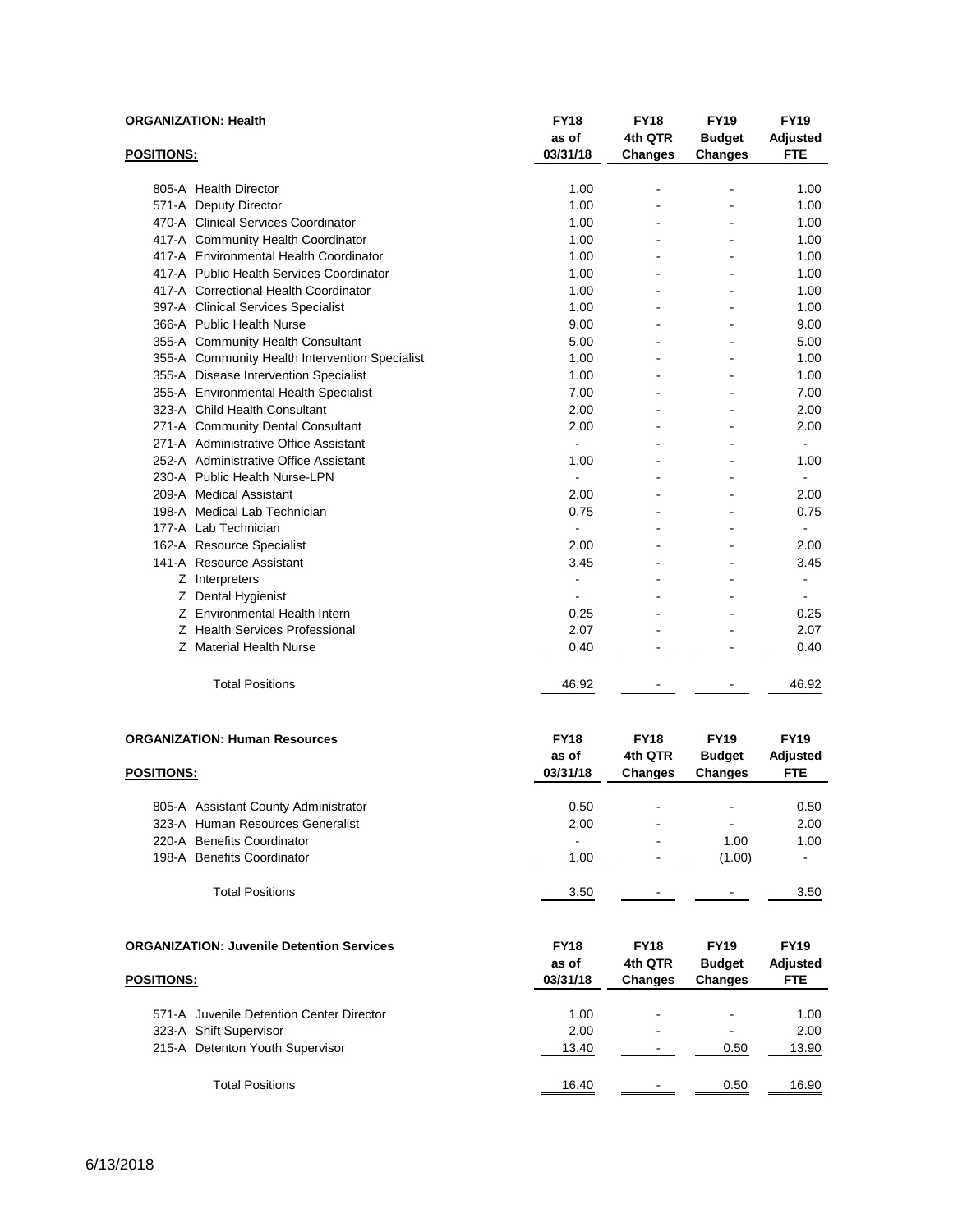**ORGANIZATION: Health**

| POSITIONS: | FY18 as of 03/31/18 | FY18 4th QTR Changes | FY19 Budget Changes | FY19 Adjusted FTE |
|---|---|---|---|---|
| 805-A Health Director | 1.00 | - | - | 1.00 |
| 571-A Deputy Director | 1.00 | - | - | 1.00 |
| 470-A Clinical Services Coordinator | 1.00 | - | - | 1.00 |
| 417-A Community Health Coordinator | 1.00 | - | - | 1.00 |
| 417-A Environmental Health Coordinator | 1.00 | - | - | 1.00 |
| 417-A Public Health Services Coordinator | 1.00 | - | - | 1.00 |
| 417-A Correctional Health Coordinator | 1.00 | - | - | 1.00 |
| 397-A Clinical Services Specialist | 1.00 | - | - | 1.00 |
| 366-A Public Health Nurse | 9.00 | - | - | 9.00 |
| 355-A Community Health Consultant | 5.00 | - | - | 5.00 |
| 355-A Community Health Intervention Specialist | 1.00 | - | - | 1.00 |
| 355-A Disease Intervention Specialist | 1.00 | - | - | 1.00 |
| 355-A Environmental Health Specialist | 7.00 | - | - | 7.00 |
| 323-A Child Health Consultant | 2.00 | - | - | 2.00 |
| 271-A Community Dental Consultant | 2.00 | - | - | 2.00 |
| 271-A Administrative Office Assistant | - | - | - | - |
| 252-A Administrative Office Assistant | 1.00 | - | - | 1.00 |
| 230-A Public Health Nurse-LPN | - | - | - | - |
| 209-A Medical Assistant | 2.00 | - | - | 2.00 |
| 198-A Medical Lab Technician | 0.75 | - | - | 0.75 |
| 177-A Lab Technician | - | - | - | - |
| 162-A Resource Specialist | 2.00 | - | - | 2.00 |
| 141-A Resource Assistant | 3.45 | - | - | 3.45 |
| Z Interpreters | - | - | - | - |
| Z Dental Hygienist | - | - | - | - |
| Z Environmental Health Intern | 0.25 | - | - | 0.25 |
| Z Health Services Professional | 2.07 | - | - | 2.07 |
| Z Material Health Nurse | 0.40 | - | - | 0.40 |
| Total Positions | 46.92 | - | - | 46.92 |

**ORGANIZATION: Human Resources**

| POSITIONS: | FY18 as of 03/31/18 | FY18 4th QTR Changes | FY19 Budget Changes | FY19 Adjusted FTE |
|---|---|---|---|---|
| 805-A Assistant County Administrator | 0.50 | - | - | 0.50 |
| 323-A Human Resources Generalist | 2.00 | - | - | 2.00 |
| 220-A Benefits Coordinator | - | - | 1.00 | 1.00 |
| 198-A Benefits Coordinator | 1.00 | - | (1.00) | - |
| Total Positions | 3.50 | - | - | 3.50 |

**ORGANIZATION: Juvenile Detention Services**

| POSITIONS: | FY18 as of 03/31/18 | FY18 4th QTR Changes | FY19 Budget Changes | FY19 Adjusted FTE |
|---|---|---|---|---|
| 571-A Juvenile Detention Center Director | 1.00 | - | - | 1.00 |
| 323-A Shift Supervisor | 2.00 | - | - | 2.00 |
| 215-A Detenton Youth Supervisor | 13.40 | - | 0.50 | 13.90 |
| Total Positions | 16.40 | - | 0.50 | 16.90 |

6/13/2018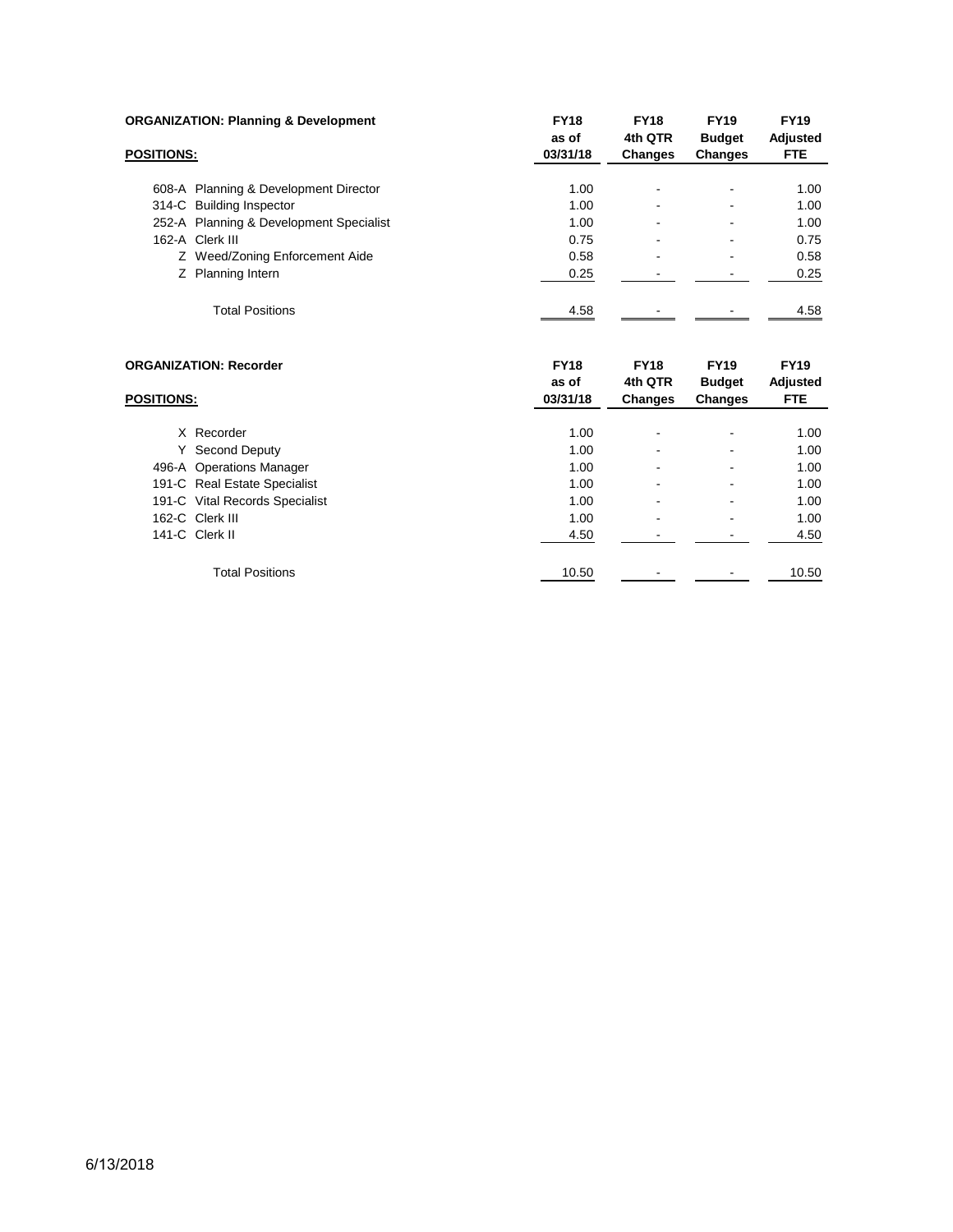**ORGANIZATION: Planning & Development**

| POSITIONS: | FY18 as of 03/31/18 | FY18 4th QTR Changes | FY19 Budget Changes | FY19 Adjusted FTE |
|---|---|---|---|---|
| 608-A Planning & Development Director | 1.00 | - | - | 1.00 |
| 314-C Building Inspector | 1.00 | - | - | 1.00 |
| 252-A Planning & Development Specialist | 1.00 | - | - | 1.00 |
| 162-A Clerk III | 0.75 | - | - | 0.75 |
| Z Weed/Zoning Enforcement Aide | 0.58 | - | - | 0.58 |
| Z Planning Intern | 0.25 | - | - | 0.25 |
| Total Positions | 4.58 | - | - | 4.58 |

**ORGANIZATION: Recorder**

| POSITIONS: | FY18 as of 03/31/18 | FY18 4th QTR Changes | FY19 Budget Changes | FY19 Adjusted FTE |
|---|---|---|---|---|
| X Recorder | 1.00 | - | - | 1.00 |
| Y Second Deputy | 1.00 | - | - | 1.00 |
| 496-A Operations Manager | 1.00 | - | - | 1.00 |
| 191-C Real Estate Specialist | 1.00 | - | - | 1.00 |
| 191-C Vital Records Specialist | 1.00 | - | - | 1.00 |
| 162-C Clerk III | 1.00 | - | - | 1.00 |
| 141-C Clerk II | 4.50 | - | - | 4.50 |
| Total Positions | 10.50 | - | - | 10.50 |

6/13/2018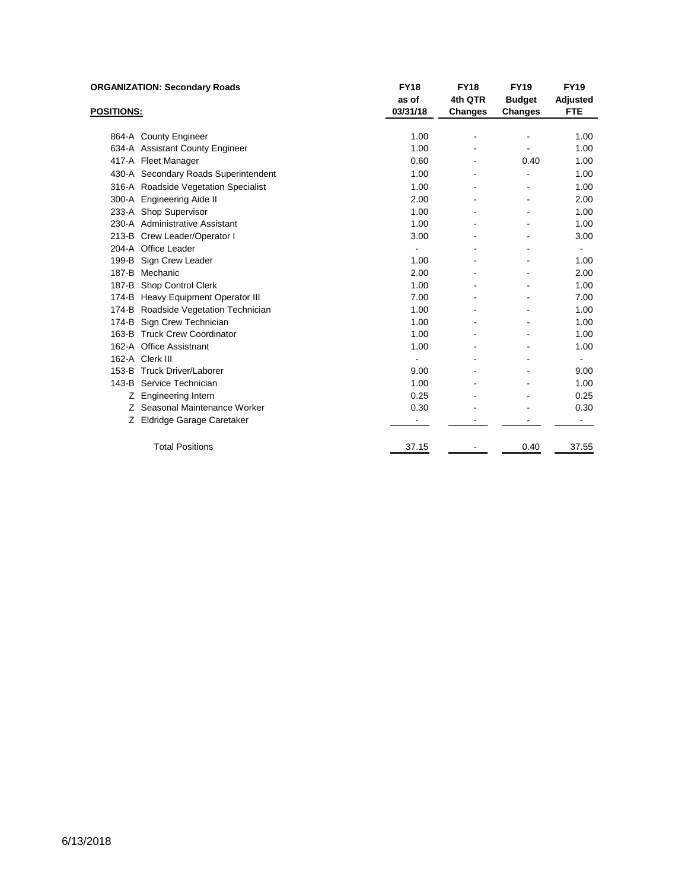**ORGANIZATION: Secondary Roads**

| **POSITIONS:** | | **FY18 as of 03/31/18** | **FY18 4th QTR Changes** | **FY19 Budget Changes** | **FY19 Adjusted FTE** |
|---|---|---|---|---|---|
| 864-A | County Engineer | 1.00 | - | - | 1.00 |
| 634-A | Assistant County Engineer | 1.00 | - | - | 1.00 |
| 417-A | Fleet Manager | 0.60 | - | 0.40 | 1.00 |
| 430-A | Secondary Roads Superintendent | 1.00 | - | - | 1.00 |
| 316-A | Roadside Vegetation Specialist | 1.00 | - | - | 1.00 |
| 300-A | Engineering Aide II | 2.00 | - | - | 2.00 |
| 233-A | Shop Supervisor | 1.00 | - | - | 1.00 |
| 230-A | Administrative Assistant | 1.00 | - | - | 1.00 |
| 213-B | Crew Leader/Operator I | 3.00 | - | - | 3.00 |
| 204-A | Office Leader | - | - | - | - |
| 199-B | Sign Crew Leader | 1.00 | - | - | 1.00 |
| 187-B | Mechanic | 2.00 | - | - | 2.00 |
| 187-B | Shop Control Clerk | 1.00 | - | - | 1.00 |
| 174-B | Heavy Equipment Operator III | 7.00 | - | - | 7.00 |
| 174-B | Roadside Vegetation Technician | 1.00 | - | - | 1.00 |
| 174-B | Sign Crew Technician | 1.00 | - | - | 1.00 |
| 163-B | Truck Crew Coordinator | 1.00 | - | - | 1.00 |
| 162-A | Office Assistnant | 1.00 | - | - | 1.00 |
| 162-A | Clerk III | - | - | - | - |
| 153-B | Truck Driver/Laborer | 9.00 | - | - | 9.00 |
| 143-B | Service Technician | 1.00 | - | - | 1.00 |
| Z | Engineering Intern | 0.25 | - | - | 0.25 |
| Z | Seasonal Maintenance Worker | 0.30 | - | - | 0.30 |
| Z | Eldridge Garage Caretaker | - | - | - | - |
| | Total Positions | 37.15 | - | 0.40 | 37.55 |

6/13/2018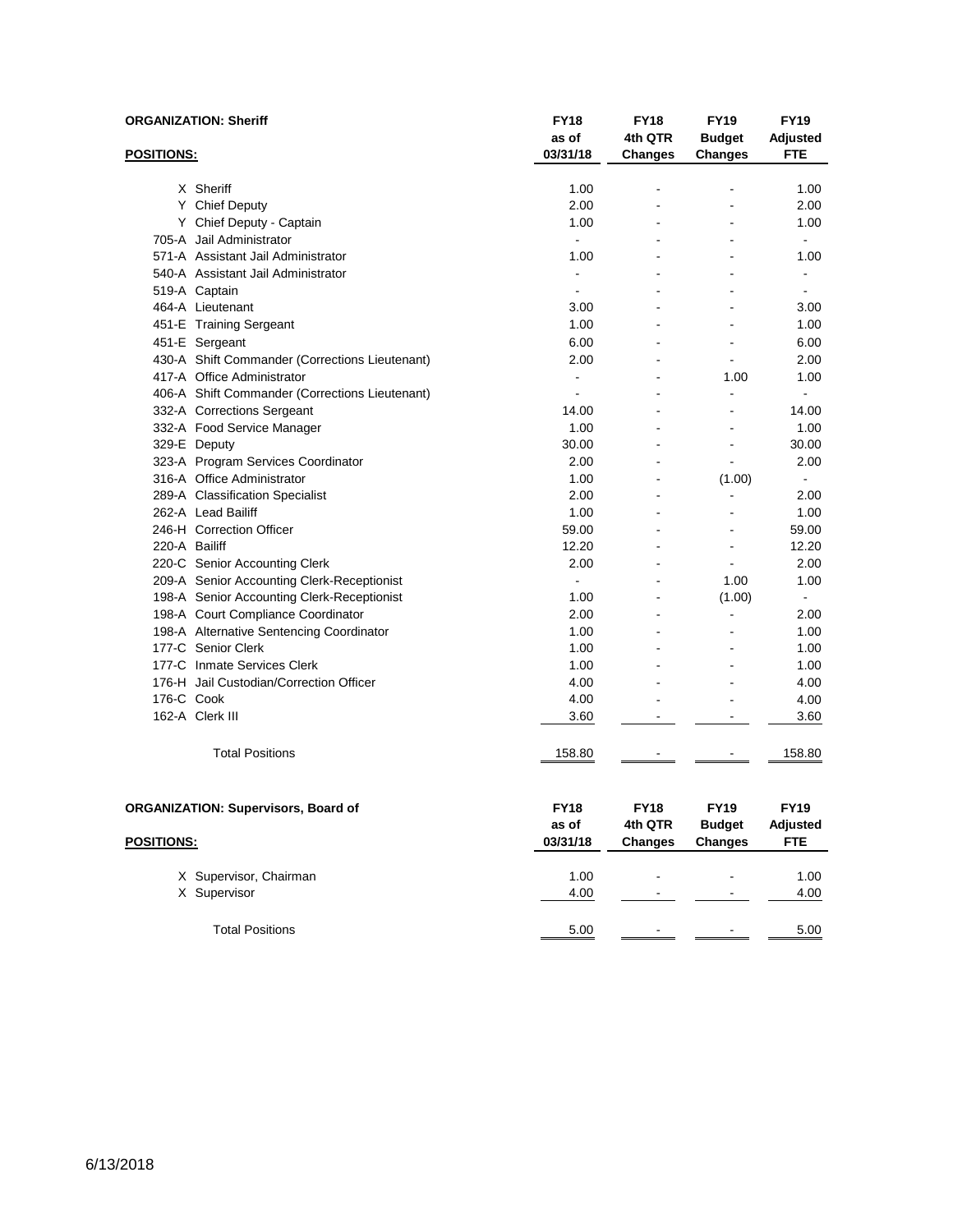**ORGANIZATION: Sheriff**

| POSITIONS: | | FY18 as of 03/31/18 | FY18 4th QTR Changes | FY19 Budget Changes | FY19 Adjusted FTE |
|---|---|---|---|---|---|
| X | Sheriff | 1.00 | - | - | 1.00 |
| Y | Chief Deputy | 2.00 | - | - | 2.00 |
| Y | Chief Deputy - Captain | 1.00 | - | - | 1.00 |
| 705-A | Jail Administrator | - | - | - | - |
| 571-A | Assistant Jail Administrator | 1.00 | - | - | 1.00 |
| 540-A | Assistant Jail Administrator | - | - | - | - |
| 519-A | Captain | - | - | - | - |
| 464-A | Lieutenant | 3.00 | - | - | 3.00 |
| 451-E | Training Sergeant | 1.00 | - | - | 1.00 |
| 451-E | Sergeant | 6.00 | - | - | 6.00 |
| 430-A | Shift Commander (Corrections Lieutenant) | 2.00 | - | - | 2.00 |
| 417-A | Office Administrator | - | - | 1.00 | 1.00 |
| 406-A | Shift Commander (Corrections Lieutenant) | - | - | - | - |
| 332-A | Corrections Sergeant | 14.00 | - | - | 14.00 |
| 332-A | Food Service Manager | 1.00 | - | - | 1.00 |
| 329-E | Deputy | 30.00 | - | - | 30.00 |
| 323-A | Program Services Coordinator | 2.00 | - | - | 2.00 |
| 316-A | Office Administrator | 1.00 | - | (1.00) | - |
| 289-A | Classification Specialist | 2.00 | - | - | 2.00 |
| 262-A | Lead Bailiff | 1.00 | - | - | 1.00 |
| 246-H | Correction Officer | 59.00 | - | - | 59.00 |
| 220-A | Bailiff | 12.20 | - | - | 12.20 |
| 220-C | Senior Accounting Clerk | 2.00 | - | - | 2.00 |
| 209-A | Senior Accounting Clerk-Receptionist | - | - | 1.00 | 1.00 |
| 198-A | Senior Accounting Clerk-Receptionist | 1.00 | - | (1.00) | - |
| 198-A | Court Compliance Coordinator | 2.00 | - | - | 2.00 |
| 198-A | Alternative Sentencing Coordinator | 1.00 | - | - | 1.00 |
| 177-C | Senior Clerk | 1.00 | - | - | 1.00 |
| 177-C | Inmate Services Clerk | 1.00 | - | - | 1.00 |
| 176-H | Jail Custodian/Correction Officer | 4.00 | - | - | 4.00 |
| 176-C | Cook | 4.00 | - | - | 4.00 |
| 162-A | Clerk III | 3.60 | - | - | 3.60 |
| | Total Positions | 158.80 | - | - | 158.80 |

**ORGANIZATION: Supervisors, Board of**

| POSITIONS: | | FY18 as of 03/31/18 | FY18 4th QTR Changes | FY19 Budget Changes | FY19 Adjusted FTE |
|---|---|---|---|---|---|
| X | Supervisor, Chairman | 1.00 | - | - | 1.00 |
| X | Supervisor | 4.00 | - | - | 4.00 |
| | Total Positions | 5.00 | - | - | 5.00 |

6/13/2018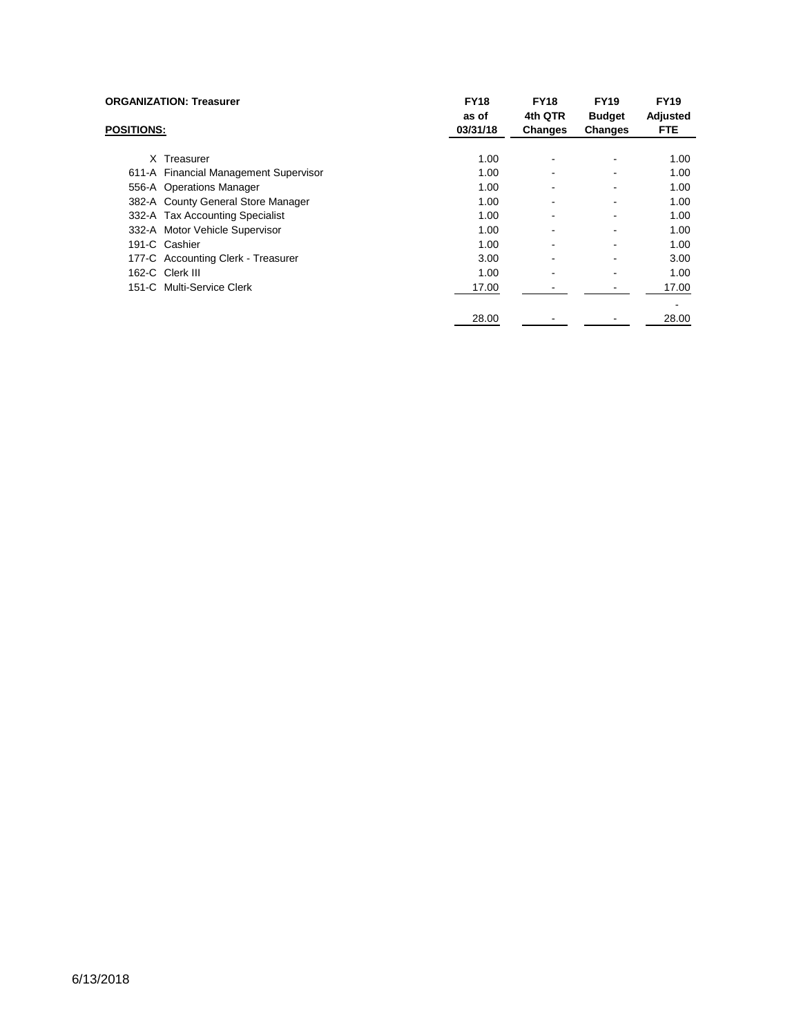**ORGANIZATION: Treasurer**

| **POSITIONS:** | **FY18 as of 03/31/18** | **FY18 4th QTR Changes** | **FY19 Budget Changes** | **FY19 Adjusted FTE** |
|---|---|---|---|---|
| X Treasurer | 1.00 | - | - | 1.00 |
| 611-A Financial Management Supervisor | 1.00 | - | - | 1.00 |
| 556-A Operations Manager | 1.00 | - | - | 1.00 |
| 382-A County General Store Manager | 1.00 | - | - | 1.00 |
| 332-A Tax Accounting Specialist | 1.00 | - | - | 1.00 |
| 332-A Motor Vehicle Supervisor | 1.00 | - | - | 1.00 |
| 191-C Cashier | 1.00 | - | - | 1.00 |
| 177-C Accounting Clerk - Treasurer | 3.00 | - | - | 3.00 |
| 162-C Clerk III | 1.00 | - | - | 1.00 |
| 151-C Multi-Service Clerk | 17.00 | - | - | 17.00 |
| | | | | - |
| | 28.00 | - | - | 28.00 |

6/13/2018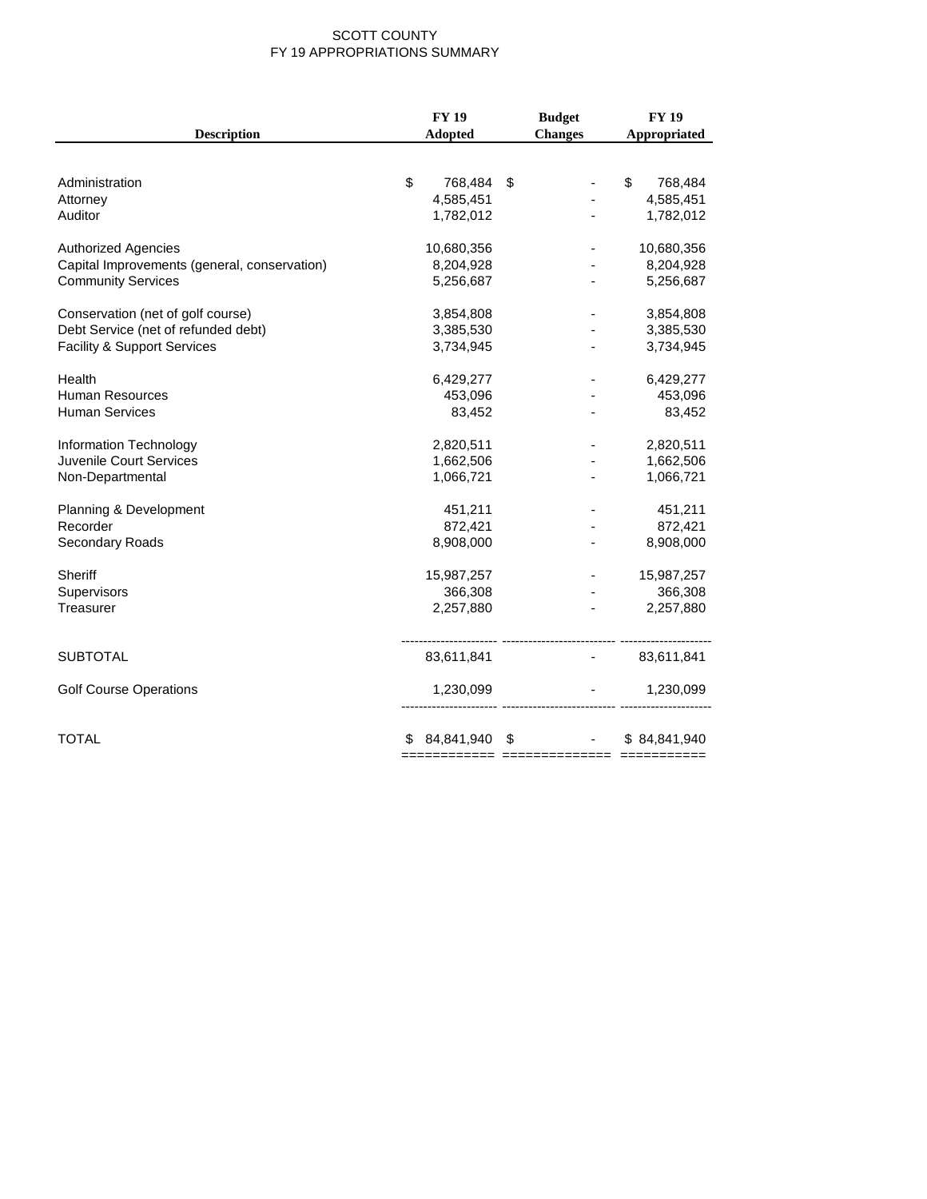# SCOTT COUNTY
## FY 19 APPROPRIATIONS SUMMARY

| Description | FY 19 Adopted | Budget Changes | FY 19 Appropriated |
|---|---|---|---|
| Administration | $ 768,484 | $ - | $ 768,484 |
| Attorney | 4,585,451 | - | 4,585,451 |
| Auditor | 1,782,012 | - | 1,782,012 |
| Authorized Agencies | 10,680,356 | - | 10,680,356 |
| Capital Improvements (general, conservation) | 8,204,928 | - | 8,204,928 |
| Community Services | 5,256,687 | - | 5,256,687 |
| Conservation (net of golf course) | 3,854,808 | - | 3,854,808 |
| Debt Service (net of refunded debt) | 3,385,530 | - | 3,385,530 |
| Facility & Support Services | 3,734,945 | - | 3,734,945 |
| Health | 6,429,277 | - | 6,429,277 |
| Human Resources | 453,096 | - | 453,096 |
| Human Services | 83,452 | - | 83,452 |
| Information Technology | 2,820,511 | - | 2,820,511 |
| Juvenile Court Services | 1,662,506 | - | 1,662,506 |
| Non-Departmental | 1,066,721 | - | 1,066,721 |
| Planning & Development | 451,211 | - | 451,211 |
| Recorder | 872,421 | - | 872,421 |
| Secondary Roads | 8,908,000 | - | 8,908,000 |
| Sheriff | 15,987,257 | - | 15,987,257 |
| Supervisors | 366,308 | - | 366,308 |
| Treasurer | 2,257,880 | - | 2,257,880 |
| SUBTOTAL | 83,611,841 | - | 83,611,841 |
| Golf Course Operations | 1,230,099 | - | 1,230,099 |
| TOTAL | $ 84,841,940 | $ - | $ 84,841,940 |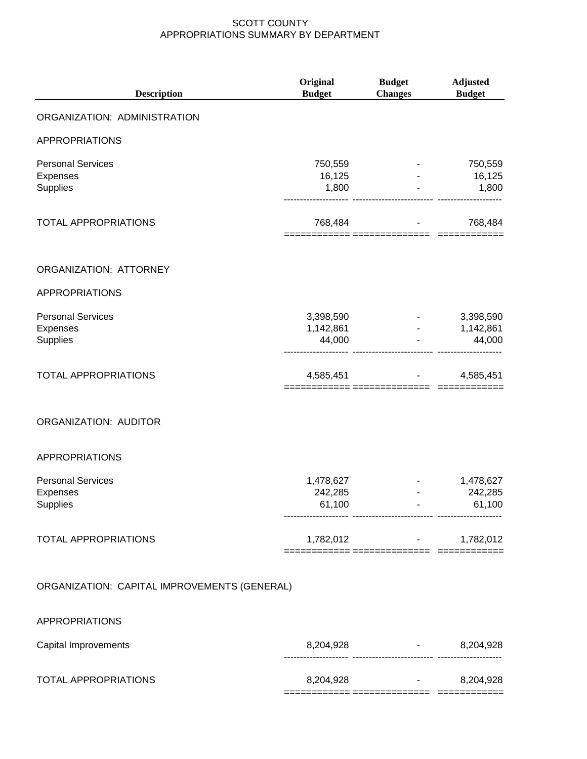# SCOTT COUNTY
## APPROPRIATIONS SUMMARY BY DEPARTMENT

| Description | Original Budget | Budget Changes | Adjusted Budget |
|---|---|---|---|
| **ORGANIZATION: ADMINISTRATION** | | | |
| APPROPRIATIONS | | | |
| Personal Services | 750,559 | - | 750,559 |
| Expenses | 16,125 | - | 16,125 |
| Supplies | 1,800 | - | 1,800 |
| TOTAL APPROPRIATIONS | 768,484 | - | 768,484 |
| **ORGANIZATION: ATTORNEY** | | | |
| APPROPRIATIONS | | | |
| Personal Services | 3,398,590 | - | 3,398,590 |
| Expenses | 1,142,861 | - | 1,142,861 |
| Supplies | 44,000 | - | 44,000 |
| TOTAL APPROPRIATIONS | 4,585,451 | - | 4,585,451 |
| **ORGANIZATION: AUDITOR** | | | |
| APPROPRIATIONS | | | |
| Personal Services | 1,478,627 | - | 1,478,627 |
| Expenses | 242,285 | - | 242,285 |
| Supplies | 61,100 | - | 61,100 |
| TOTAL APPROPRIATIONS | 1,782,012 | - | 1,782,012 |
| **ORGANIZATION: CAPITAL IMPROVEMENTS (GENERAL)** | | | |
| APPROPRIATIONS | | | |
| Capital Improvements | 8,204,928 | - | 8,204,928 |
| TOTAL APPROPRIATIONS | 8,204,928 | - | 8,204,928 |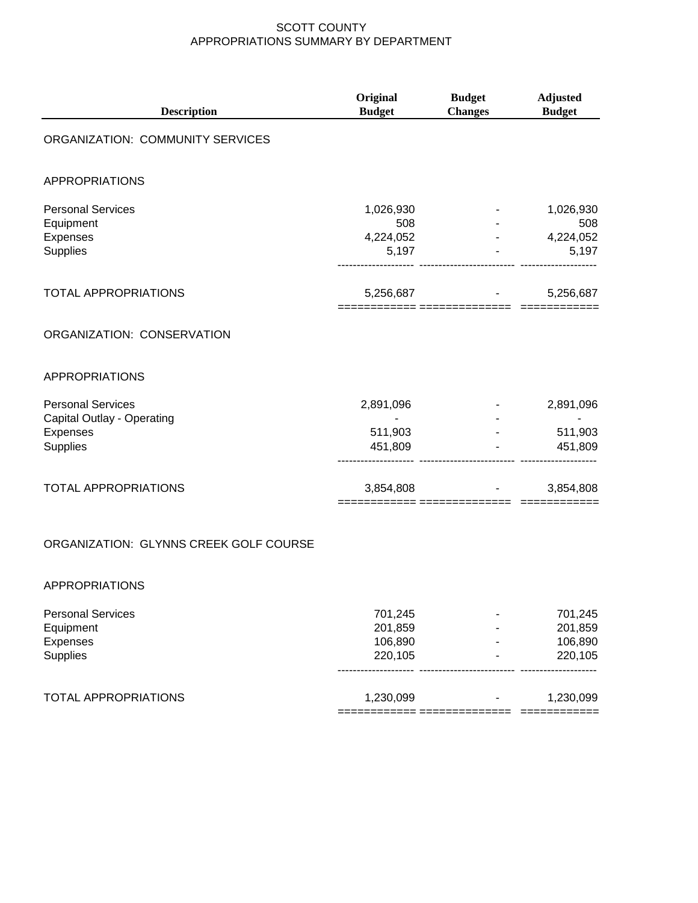# SCOTT COUNTY
## APPROPRIATIONS SUMMARY BY DEPARTMENT

| Description | Original Budget | Budget Changes | Adjusted Budget |
|---|---|---|---|
| **ORGANIZATION: COMMUNITY SERVICES** | | | |
| APPROPRIATIONS | | | |
| Personal Services | 1,026,930 | - | 1,026,930 |
| Equipment | 508 | - | 508 |
| Expenses | 4,224,052 | - | 4,224,052 |
| Supplies | 5,197 | - | 5,197 |
| TOTAL APPROPRIATIONS | 5,256,687 | - | 5,256,687 |
| **ORGANIZATION: CONSERVATION** | | | |
| APPROPRIATIONS | | | |
| Personal Services | 2,891,096 | - | 2,891,096 |
| Capital Outlay - Operating | - | - | - |
| Expenses | 511,903 | - | 511,903 |
| Supplies | 451,809 | - | 451,809 |
| TOTAL APPROPRIATIONS | 3,854,808 | - | 3,854,808 |
| **ORGANIZATION: GLYNNS CREEK GOLF COURSE** | | | |
| APPROPRIATIONS | | | |
| Personal Services | 701,245 | - | 701,245 |
| Equipment | 201,859 | - | 201,859 |
| Expenses | 106,890 | - | 106,890 |
| Supplies | 220,105 | - | 220,105 |
| TOTAL APPROPRIATIONS | 1,230,099 | - | 1,230,099 |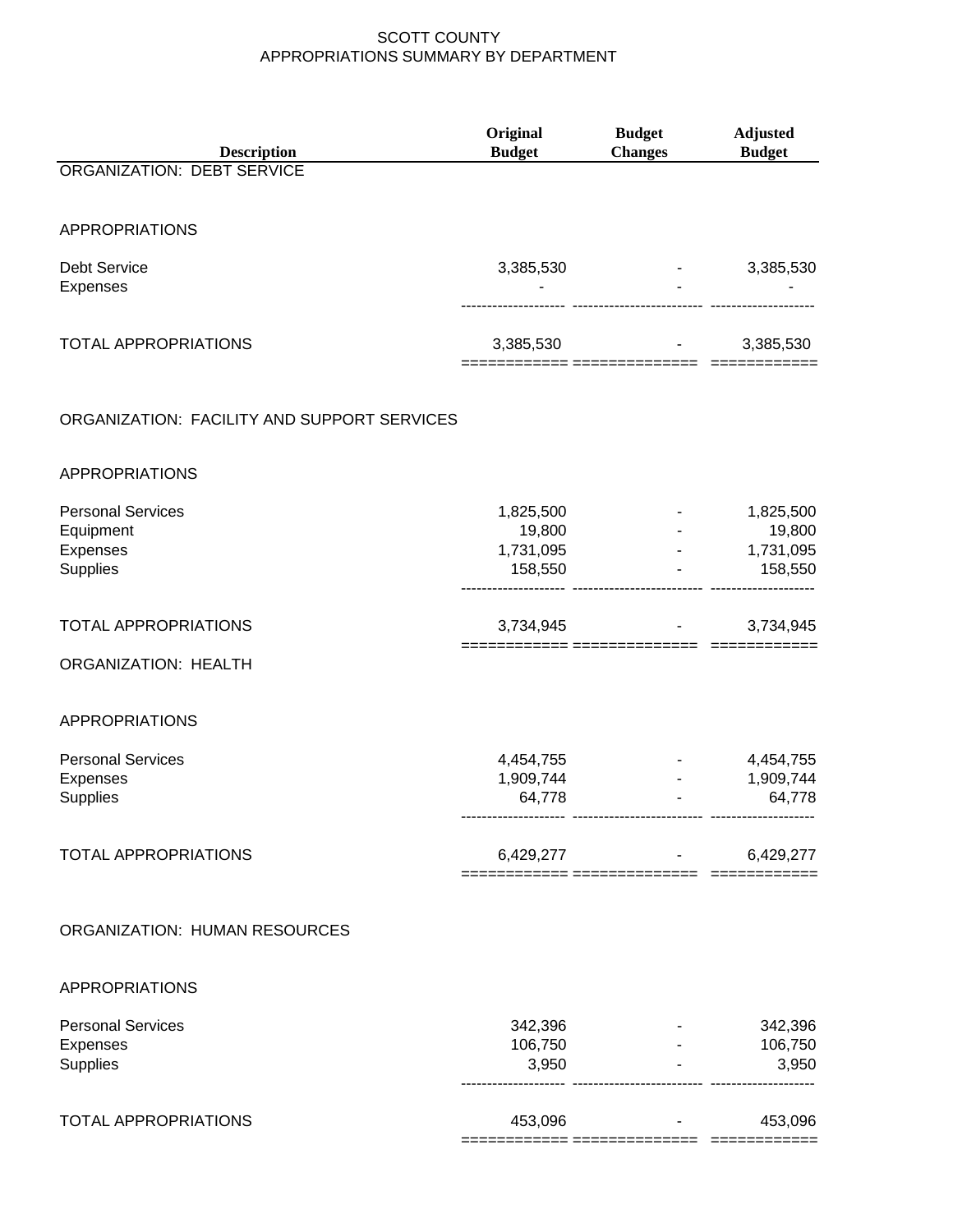SCOTT COUNTY
APPROPRIATIONS SUMMARY BY DEPARTMENT

| Description | Original Budget | Budget Changes | Adjusted Budget |
|---|---|---|---|
| **ORGANIZATION: DEBT SERVICE** | | | |
| APPROPRIATIONS | | | |
| Debt Service | 3,385,530 | - | 3,385,530 |
| Expenses | - | - | - |
| TOTAL APPROPRIATIONS | 3,385,530 | - | 3,385,530 |
| **ORGANIZATION: FACILITY AND SUPPORT SERVICES** | | | |
| APPROPRIATIONS | | | |
| Personal Services | 1,825,500 | - | 1,825,500 |
| Equipment | 19,800 | - | 19,800 |
| Expenses | 1,731,095 | - | 1,731,095 |
| Supplies | 158,550 | - | 158,550 |
| TOTAL APPROPRIATIONS | 3,734,945 | - | 3,734,945 |
| **ORGANIZATION: HEALTH** | | | |
| APPROPRIATIONS | | | |
| Personal Services | 4,454,755 | - | 4,454,755 |
| Expenses | 1,909,744 | - | 1,909,744 |
| Supplies | 64,778 | - | 64,778 |
| TOTAL APPROPRIATIONS | 6,429,277 | - | 6,429,277 |
| **ORGANIZATION: HUMAN RESOURCES** | | | |
| APPROPRIATIONS | | | |
| Personal Services | 342,396 | - | 342,396 |
| Expenses | 106,750 | - | 106,750 |
| Supplies | 3,950 | - | 3,950 |
| TOTAL APPROPRIATIONS | 453,096 | - | 453,096 |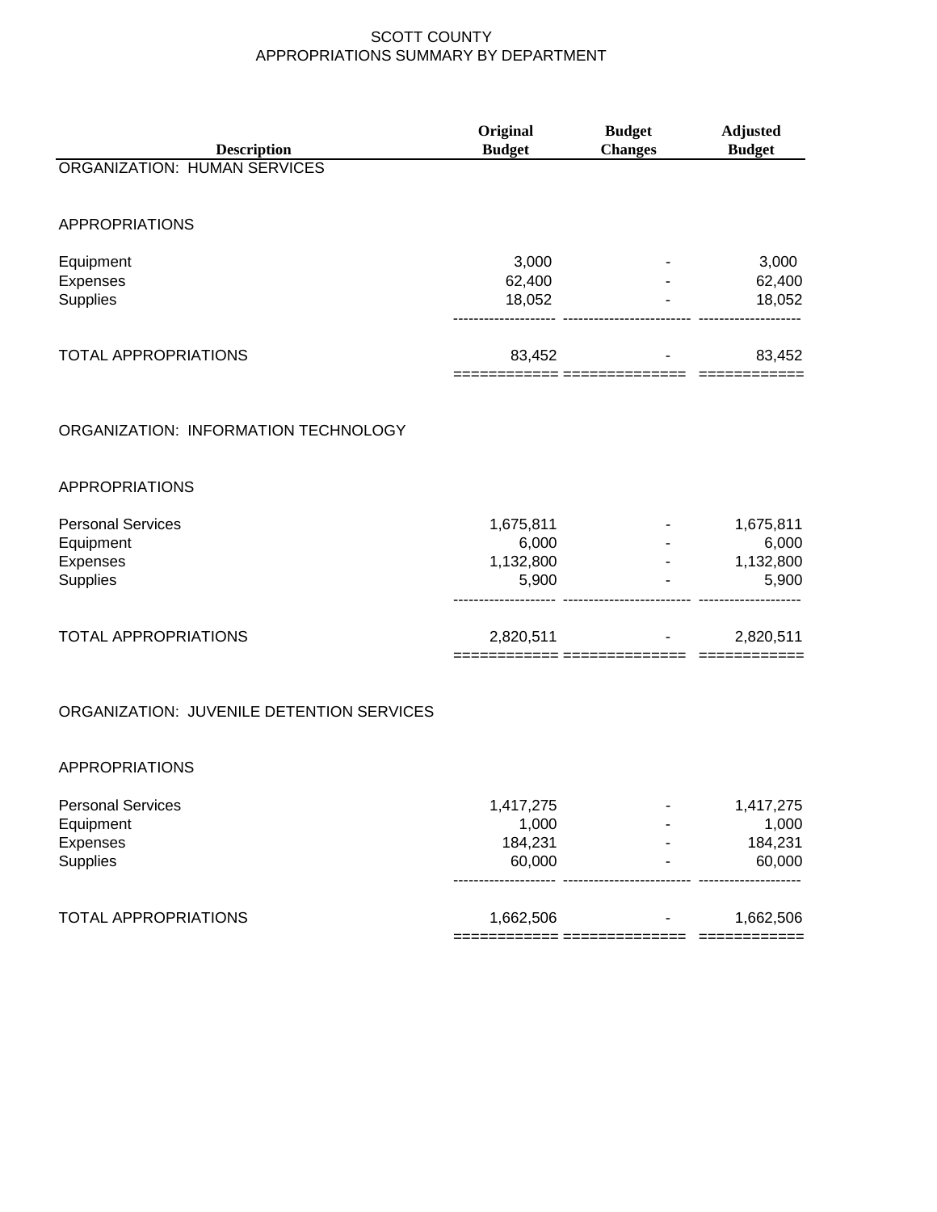# SCOTT COUNTY
## APPROPRIATIONS SUMMARY BY DEPARTMENT

| Description | Original Budget | Budget Changes | Adjusted Budget |
|---|---|---|---|
| **ORGANIZATION: HUMAN SERVICES** | | | |
| APPROPRIATIONS | | | |
| Equipment | 3,000 | - | 3,000 |
| Expenses | 62,400 | - | 62,400 |
| Supplies | 18,052 | - | 18,052 |
| TOTAL APPROPRIATIONS | 83,452 | - | 83,452 |
| **ORGANIZATION: INFORMATION TECHNOLOGY** | | | |
| APPROPRIATIONS | | | |
| Personal Services | 1,675,811 | - | 1,675,811 |
| Equipment | 6,000 | - | 6,000 |
| Expenses | 1,132,800 | - | 1,132,800 |
| Supplies | 5,900 | - | 5,900 |
| TOTAL APPROPRIATIONS | 2,820,511 | - | 2,820,511 |
| **ORGANIZATION: JUVENILE DETENTION SERVICES** | | | |
| APPROPRIATIONS | | | |
| Personal Services | 1,417,275 | - | 1,417,275 |
| Equipment | 1,000 | - | 1,000 |
| Expenses | 184,231 | - | 184,231 |
| Supplies | 60,000 | - | 60,000 |
| TOTAL APPROPRIATIONS | 1,662,506 | - | 1,662,506 |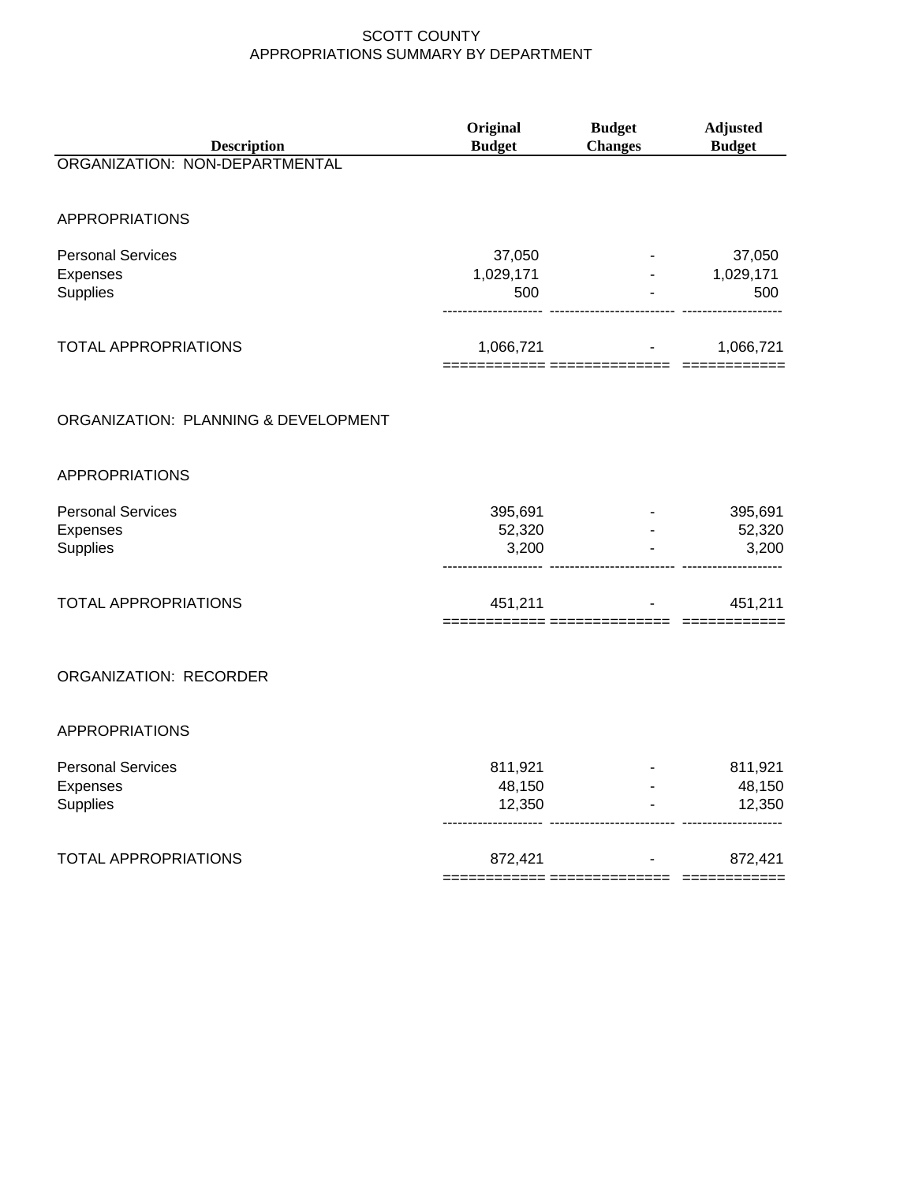# SCOTT COUNTY
## APPROPRIATIONS SUMMARY BY DEPARTMENT

| Description | Original Budget | Budget Changes | Adjusted Budget |
|---|---|---|---|
| **ORGANIZATION: NON-DEPARTMENTAL** | | | |
| APPROPRIATIONS | | | |
| Personal Services | 37,050 | - | 37,050 |
| Expenses | 1,029,171 | - | 1,029,171 |
| Supplies | 500 | - | 500 |
| TOTAL APPROPRIATIONS | 1,066,721 | - | 1,066,721 |
| **ORGANIZATION: PLANNING & DEVELOPMENT** | | | |
| APPROPRIATIONS | | | |
| Personal Services | 395,691 | - | 395,691 |
| Expenses | 52,320 | - | 52,320 |
| Supplies | 3,200 | - | 3,200 |
| TOTAL APPROPRIATIONS | 451,211 | - | 451,211 |
| **ORGANIZATION: RECORDER** | | | |
| APPROPRIATIONS | | | |
| Personal Services | 811,921 | - | 811,921 |
| Expenses | 48,150 | - | 48,150 |
| Supplies | 12,350 | - | 12,350 |
| TOTAL APPROPRIATIONS | 872,421 | - | 872,421 |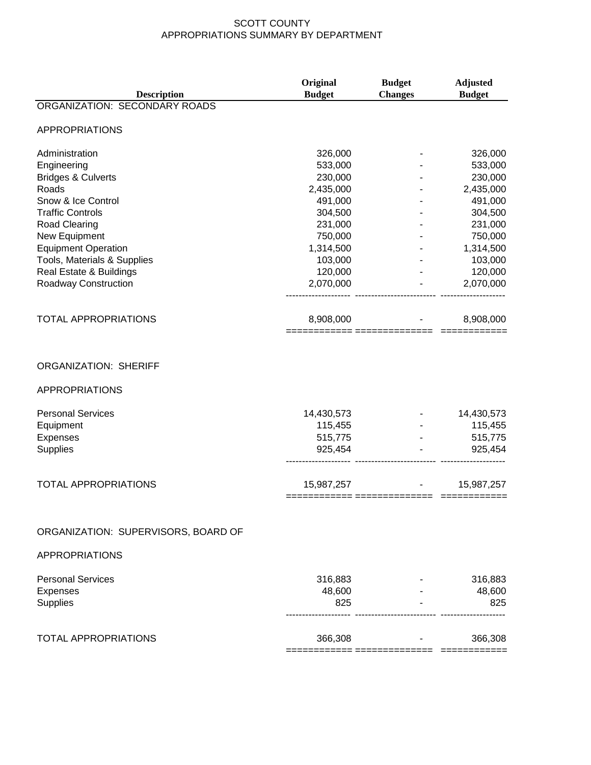SCOTT COUNTY
APPROPRIATIONS SUMMARY BY DEPARTMENT

| Description | Original Budget | Budget Changes | Adjusted Budget |
|---|---|---|---|
| ORGANIZATION: SECONDARY ROADS | | | |
| APPROPRIATIONS | | | |
| Administration | 326,000 | - | 326,000 |
| Engineering | 533,000 | - | 533,000 |
| Bridges & Culverts | 230,000 | - | 230,000 |
| Roads | 2,435,000 | - | 2,435,000 |
| Snow & Ice Control | 491,000 | - | 491,000 |
| Traffic Controls | 304,500 | - | 304,500 |
| Road Clearing | 231,000 | - | 231,000 |
| New Equipment | 750,000 | - | 750,000 |
| Equipment Operation | 1,314,500 | - | 1,314,500 |
| Tools, Materials & Supplies | 103,000 | - | 103,000 |
| Real Estate & Buildings | 120,000 | - | 120,000 |
| Roadway Construction | 2,070,000 | - | 2,070,000 |
| TOTAL APPROPRIATIONS | 8,908,000 | - | 8,908,000 |
| ORGANIZATION: SHERIFF | | | |
| APPROPRIATIONS | | | |
| Personal Services | 14,430,573 | - | 14,430,573 |
| Equipment | 115,455 | - | 115,455 |
| Expenses | 515,775 | - | 515,775 |
| Supplies | 925,454 | - | 925,454 |
| TOTAL APPROPRIATIONS | 15,987,257 | - | 15,987,257 |
| ORGANIZATION: SUPERVISORS, BOARD OF | | | |
| APPROPRIATIONS | | | |
| Personal Services | 316,883 | - | 316,883 |
| Expenses | 48,600 | - | 48,600 |
| Supplies | 825 | - | 825 |
| TOTAL APPROPRIATIONS | 366,308 | - | 366,308 |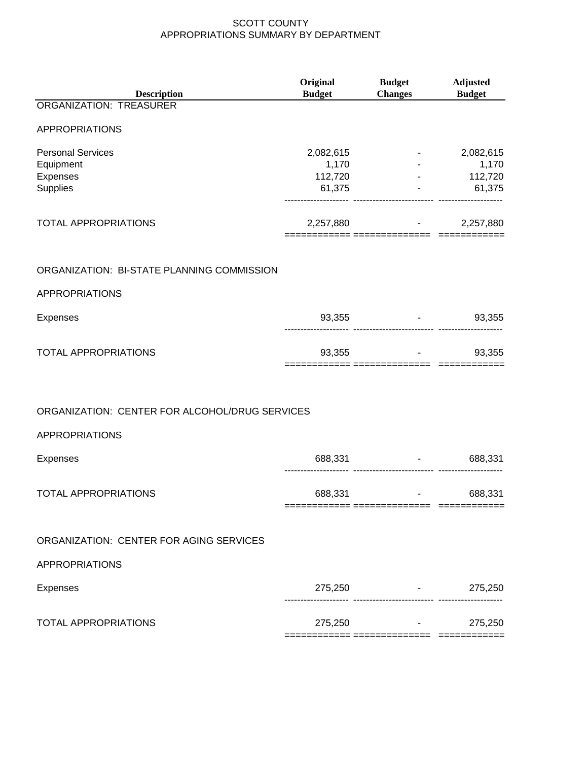# SCOTT COUNTY
## APPROPRIATIONS SUMMARY BY DEPARTMENT

| Description | Original Budget | Budget Changes | Adjusted Budget |
|---|---|---|---|
| **ORGANIZATION: TREASURER** | | | |
| APPROPRIATIONS | | | |
| Personal Services | 2,082,615 | - | 2,082,615 |
| Equipment | 1,170 | - | 1,170 |
| Expenses | 112,720 | - | 112,720 |
| Supplies | 61,375 | - | 61,375 |
| TOTAL APPROPRIATIONS | 2,257,880 | - | 2,257,880 |
| **ORGANIZATION: BI-STATE PLANNING COMMISSION** | | | |
| APPROPRIATIONS | | | |
| Expenses | 93,355 | - | 93,355 |
| TOTAL APPROPRIATIONS | 93,355 | - | 93,355 |
| **ORGANIZATION: CENTER FOR ALCOHOL/DRUG SERVICES** | | | |
| APPROPRIATIONS | | | |
| Expenses | 688,331 | - | 688,331 |
| TOTAL APPROPRIATIONS | 688,331 | - | 688,331 |
| **ORGANIZATION: CENTER FOR AGING SERVICES** | | | |
| APPROPRIATIONS | | | |
| Expenses | 275,250 | - | 275,250 |
| TOTAL APPROPRIATIONS | 275,250 | - | 275,250 |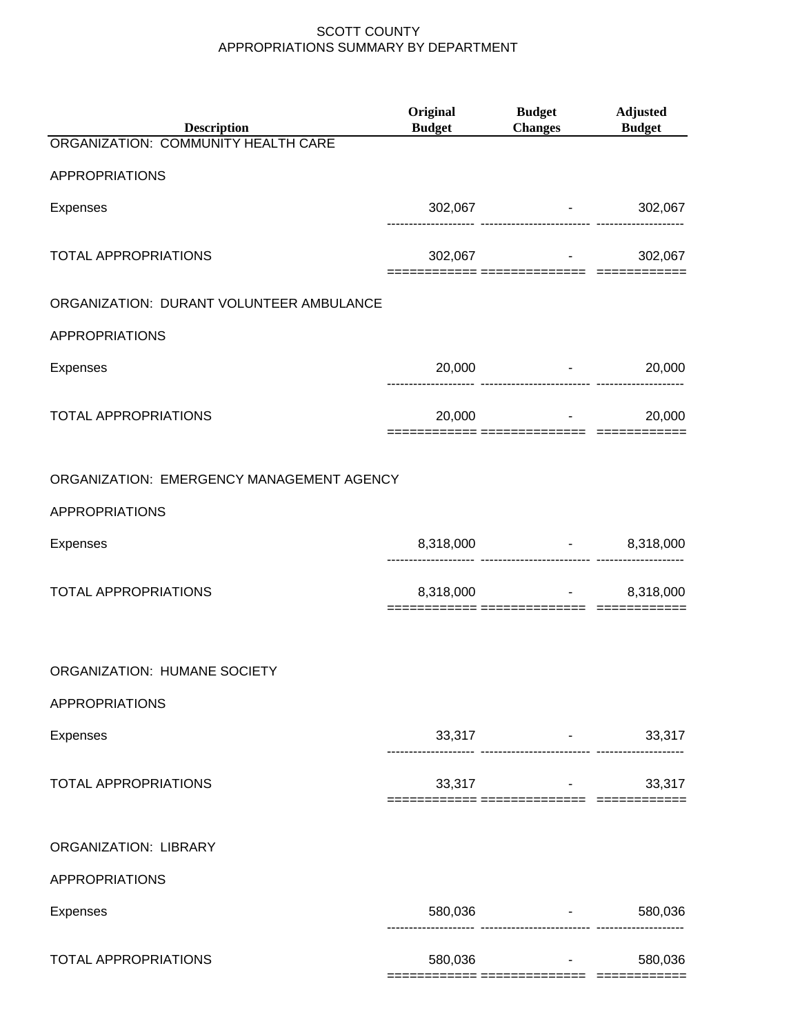SCOTT COUNTY
APPROPRIATIONS SUMMARY BY DEPARTMENT

| Description | Original Budget | Budget Changes | Adjusted Budget |
|---|---|---|---|
| ORGANIZATION: COMMUNITY HEALTH CARE | | | |
| APPROPRIATIONS | | | |
| Expenses | 302,067 | - | 302,067 |
| TOTAL APPROPRIATIONS | 302,067 | - | 302,067 |
| ORGANIZATION: DURANT VOLUNTEER AMBULANCE | | | |
| APPROPRIATIONS | | | |
| Expenses | 20,000 | - | 20,000 |
| TOTAL APPROPRIATIONS | 20,000 | - | 20,000 |
| ORGANIZATION: EMERGENCY MANAGEMENT AGENCY | | | |
| APPROPRIATIONS | | | |
| Expenses | 8,318,000 | - | 8,318,000 |
| TOTAL APPROPRIATIONS | 8,318,000 | - | 8,318,000 |
| ORGANIZATION: HUMANE SOCIETY | | | |
| APPROPRIATIONS | | | |
| Expenses | 33,317 | - | 33,317 |
| TOTAL APPROPRIATIONS | 33,317 | - | 33,317 |
| ORGANIZATION: LIBRARY | | | |
| APPROPRIATIONS | | | |
| Expenses | 580,036 | - | 580,036 |
| TOTAL APPROPRIATIONS | 580,036 | - | 580,036 |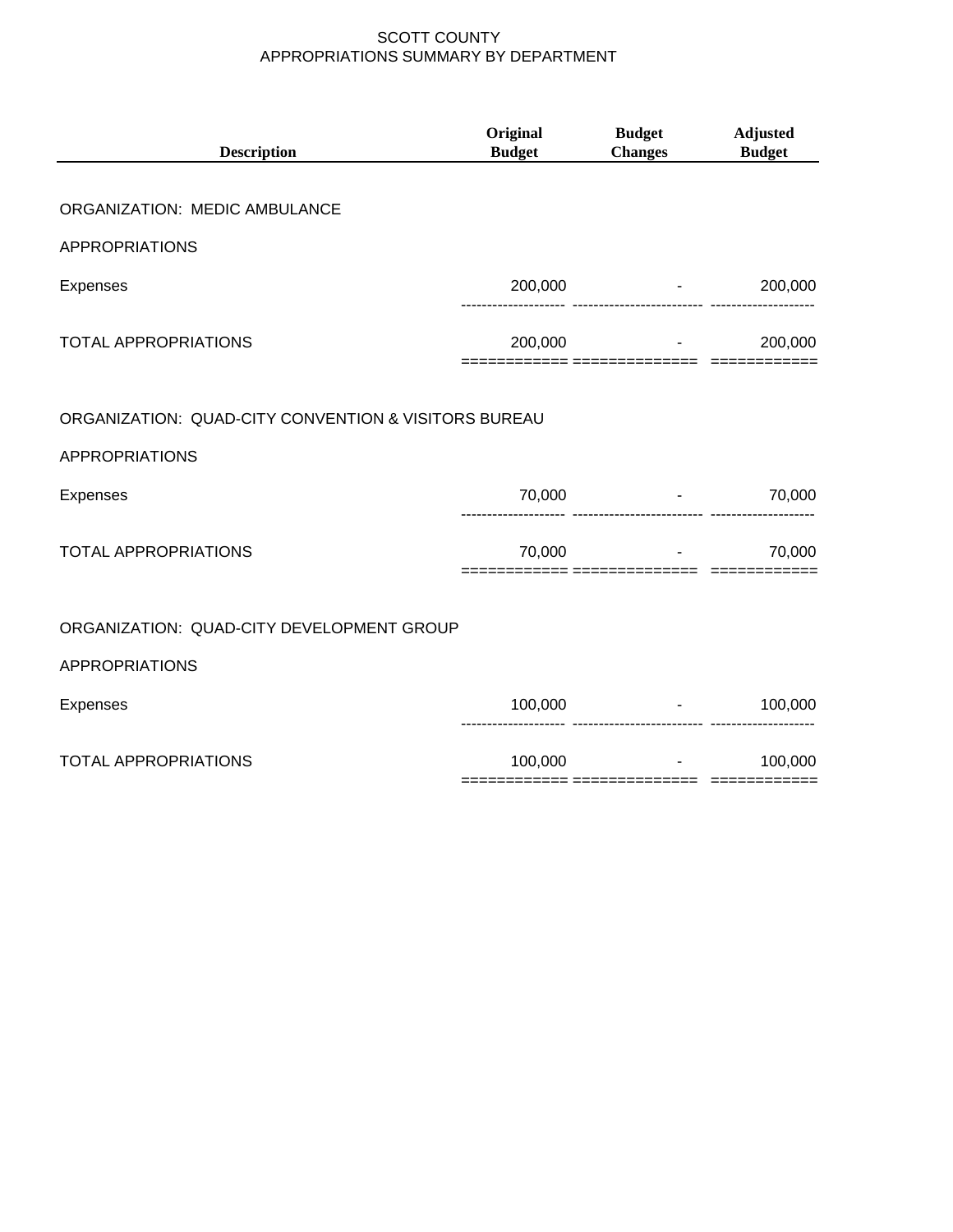# SCOTT COUNTY
## APPROPRIATIONS SUMMARY BY DEPARTMENT

| Description | Original Budget | Budget Changes | Adjusted Budget |
|---|---|---|---|
| ORGANIZATION: MEDIC AMBULANCE | | | |
| APPROPRIATIONS | | | |
| Expenses | 200,000 | - | 200,000 |
| TOTAL APPROPRIATIONS | 200,000 | - | 200,000 |
| ORGANIZATION: QUAD-CITY CONVENTION & VISITORS BUREAU | | | |
| APPROPRIATIONS | | | |
| Expenses | 70,000 | - | 70,000 |
| TOTAL APPROPRIATIONS | 70,000 | - | 70,000 |
| ORGANIZATION: QUAD-CITY DEVELOPMENT GROUP | | | |
| APPROPRIATIONS | | | |
| Expenses | 100,000 | - | 100,000 |
| TOTAL APPROPRIATIONS | 100,000 | - | 100,000 |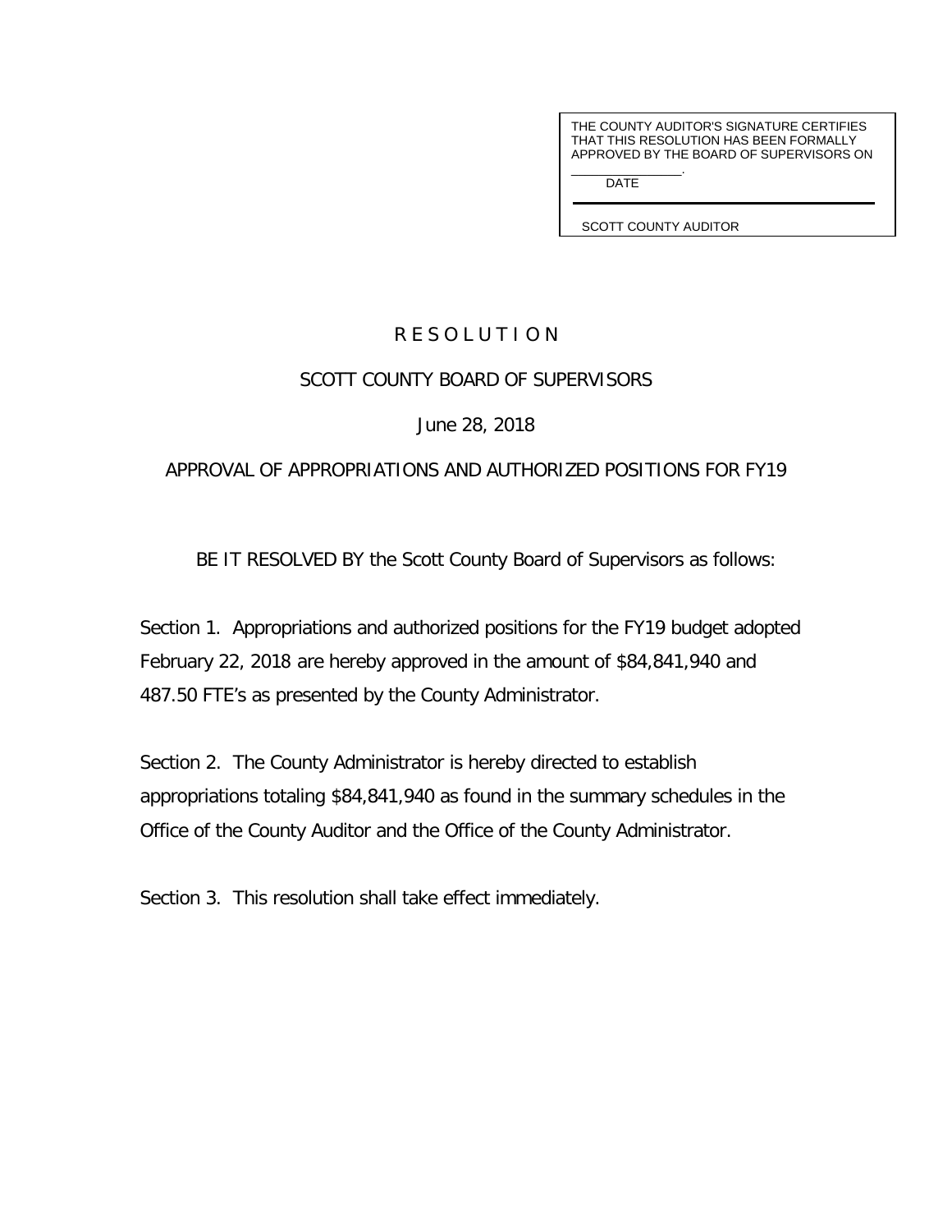THE COUNTY AUDITOR'S SIGNATURE CERTIFIES THAT THIS RESOLUTION HAS BEEN FORMALLY APPROVED BY THE BOARD OF SUPERVISORS ON

_______________.
DATE

_______________________________
SCOTT COUNTY AUDITOR

# R E S O L U T I O N

## SCOTT COUNTY BOARD OF SUPERVISORS

June 28, 2018

## APPROVAL OF APPROPRIATIONS AND AUTHORIZED POSITIONS FOR FY19

BE IT RESOLVED BY the Scott County Board of Supervisors as follows:

Section 1. Appropriations and authorized positions for the FY19 budget adopted February 22, 2018 are hereby approved in the amount of $84,841,940 and 487.50 FTE's as presented by the County Administrator.

Section 2. The County Administrator is hereby directed to establish appropriations totaling $84,841,940 as found in the summary schedules in the Office of the County Auditor and the Office of the County Administrator.

Section 3. This resolution shall take effect immediately.